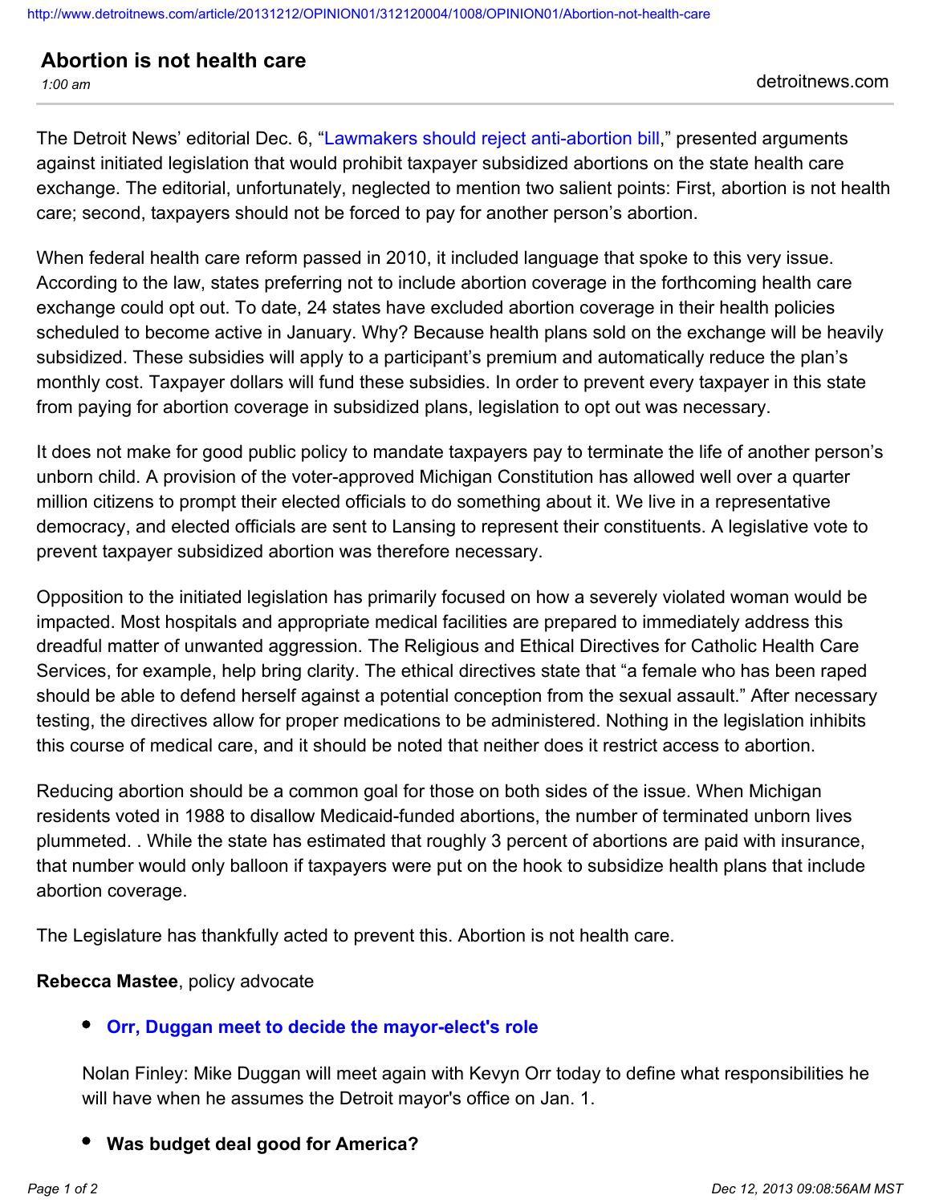# Abortion is not health care

*1:00 am*

detroitnews.com

The Detroit News' editorial Dec. 6, "Lawmakers should reject anti-abortion bill," presented arguments against initiated legislation that would prohibit taxpayer subsidized abortions on the state health care exchange. The editorial, unfortunately, neglected to mention two salient points: First, abortion is not health care; second, taxpayers should not be forced to pay for another person's abortion.

When federal health care reform passed in 2010, it included language that spoke to this very issue. According to the law, states preferring not to include abortion coverage in the forthcoming health care exchange could opt out. To date, 24 states have excluded abortion coverage in their health policies scheduled to become active in January. Why? Because health plans sold on the exchange will be heavily subsidized. These subsidies will apply to a participant's premium and automatically reduce the plan's monthly cost. Taxpayer dollars will fund these subsidies. In order to prevent every taxpayer in this state from paying for abortion coverage in subsidized plans, legislation to opt out was necessary.

It does not make for good public policy to mandate taxpayers pay to terminate the life of another person's unborn child. A provision of the voter-approved Michigan Constitution has allowed well over a quarter million citizens to prompt their elected officials to do something about it. We live in a representative democracy, and elected officials are sent to Lansing to represent their constituents. A legislative vote to prevent taxpayer subsidized abortion was therefore necessary.

Opposition to the initiated legislation has primarily focused on how a severely violated woman would be impacted. Most hospitals and appropriate medical facilities are prepared to immediately address this dreadful matter of unwanted aggression. The Religious and Ethical Directives for Catholic Health Care Services, for example, help bring clarity. The ethical directives state that "a female who has been raped should be able to defend herself against a potential conception from the sexual assault." After necessary testing, the directives allow for proper medications to be administered. Nothing in the legislation inhibits this course of medical care, and it should be noted that neither does it restrict access to abortion.

Reducing abortion should be a common goal for those on both sides of the issue. When Michigan residents voted in 1988 to disallow Medicaid-funded abortions, the number of terminated unborn lives plummeted. . While the state has estimated that roughly 3 percent of abortions are paid with insurance, that number would only balloon if taxpayers were put on the hook to subsidize health plans that include abortion coverage.

The Legislature has thankfully acted to prevent this. Abortion is not health care.

**Rebecca Mastee**, policy advocate

- **Orr, Duggan meet to decide the mayor-elect's role**

  Nolan Finley: Mike Duggan will meet again with Kevyn Orr today to define what responsibilities he will have when he assumes the Detroit mayor's office on Jan. 1.

- **Was budget deal good for America?**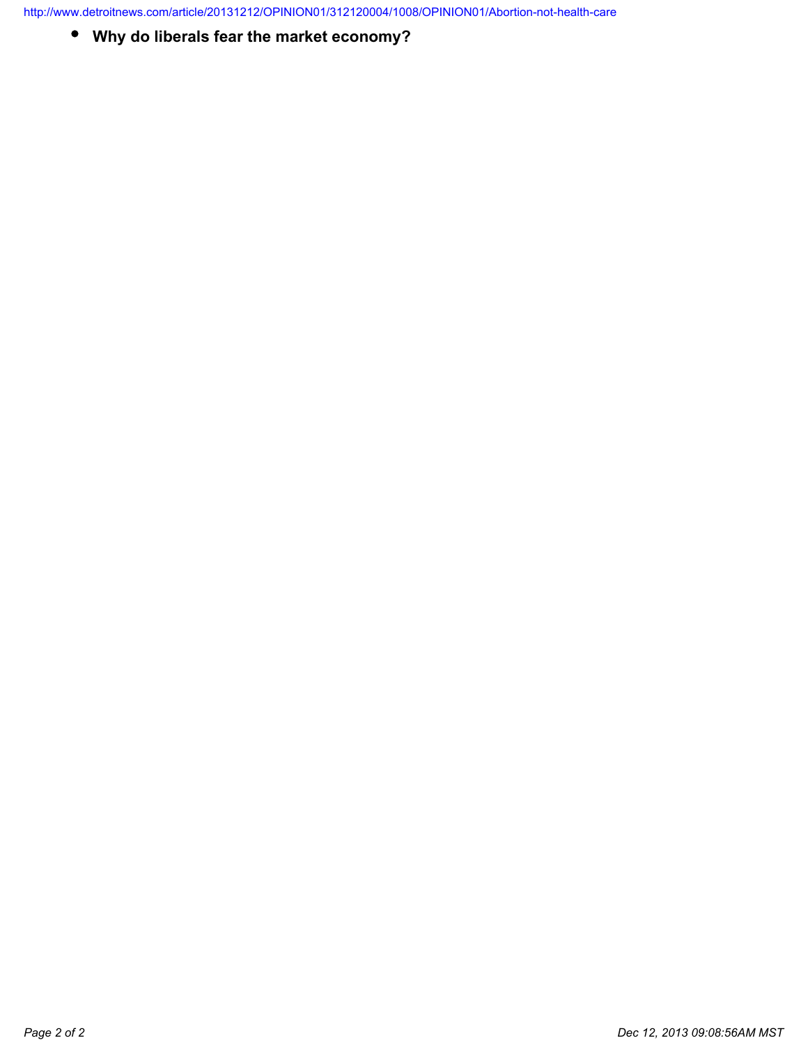- **Why do liberals fear the market economy?**